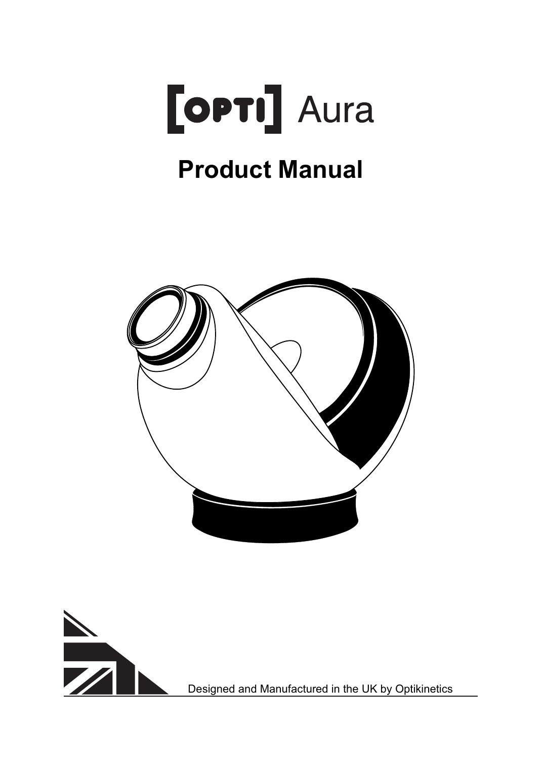# [OPTI] Aura

## Product Manual

Designed and Manufactured in the UK by Optikinetics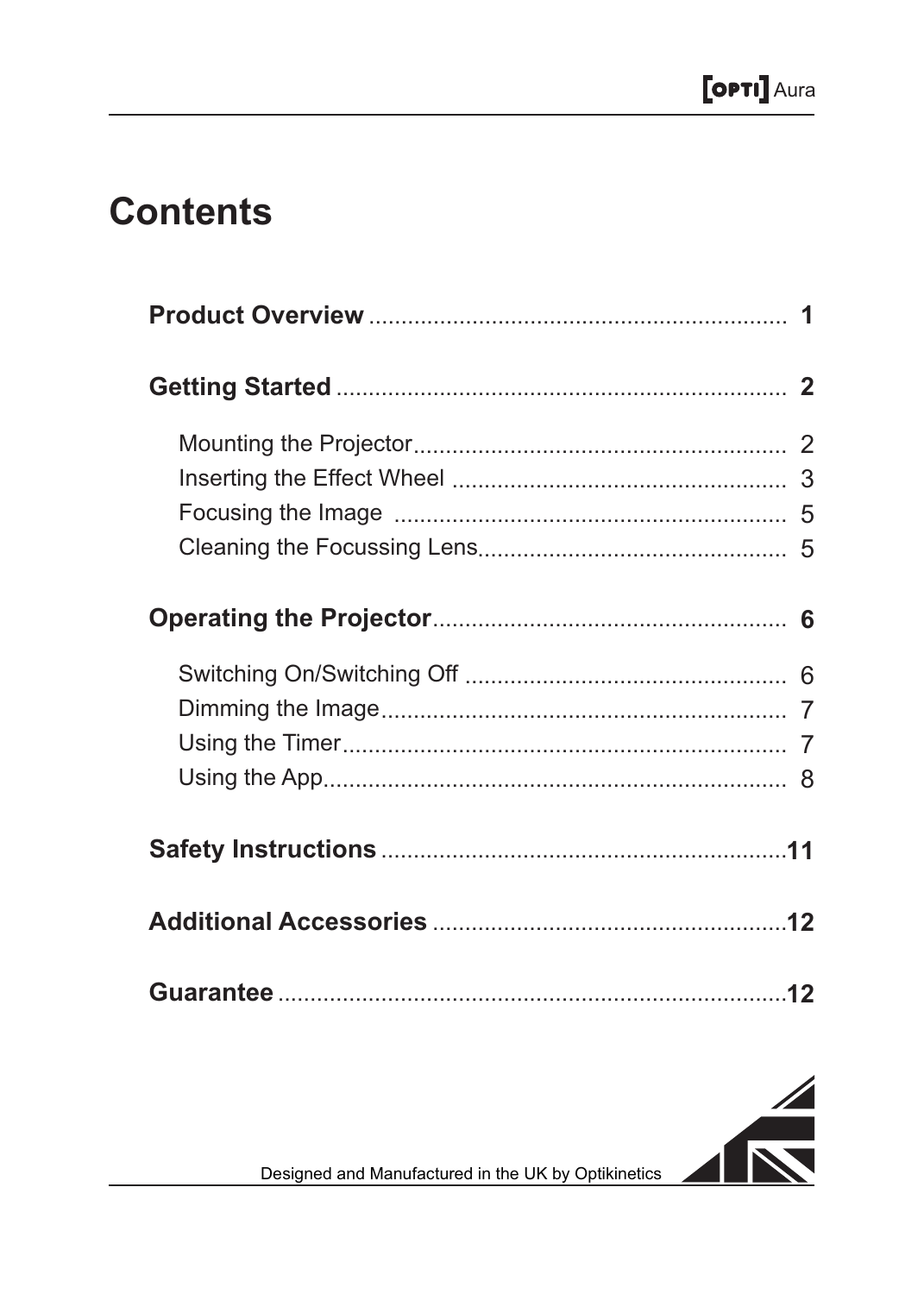# Contents

**Product Overview** .................................................................. **1**

**Getting Started** ...................................................................... **2**

- Mounting the Projector .......................................................... 2
- Inserting the Effect Wheel ..................................................... 3
- Focusing the Image ............................................................... 5
- Cleaning the Focussing Lens ................................................ 5

**Operating the Projector** ........................................................ **6**

- Switching On/Switching Off ................................................... 6
- Dimming the Image ................................................................ 7
- Using the Timer ...................................................................... 7
- Using the App ......................................................................... 8

**Safety Instructions** ................................................................ **11**

**Additional Accessories** ........................................................ **12**

**Guarantee** .............................................................................. **12**

Designed and Manufactured in the UK by Optikinetics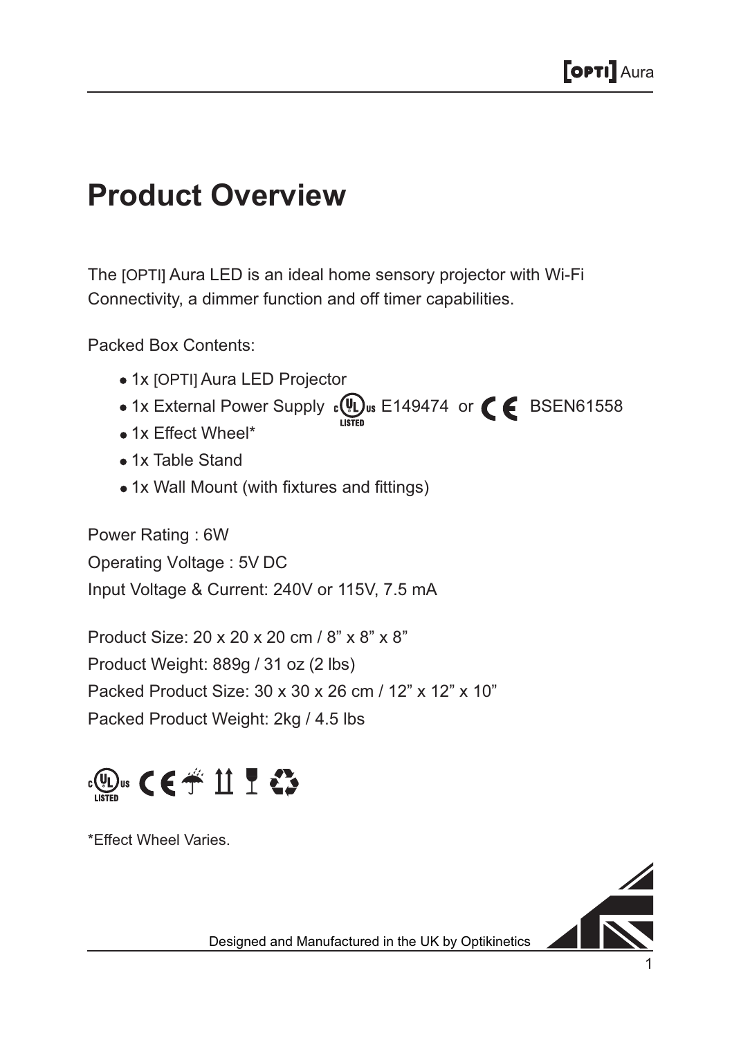# Product Overview

The [OPTI] Aura LED is an ideal home sensory projector with Wi-Fi Connectivity, a dimmer function and off timer capabilities.

Packed Box Contents:

- 1x [OPTI] Aura LED Projector
- 1x External Power Supply E149474 or BSEN61558
- 1x Effect Wheel*
- 1x Table Stand
- 1x Wall Mount (with fixtures and fittings)

Power Rating : 6W
Operating Voltage : 5V DC
Input Voltage & Current: 240V or 115V, 7.5 mA

Product Size: 20 x 20 x 20 cm / 8" x 8" x 8"
Product Weight: 889g / 31 oz (2 lbs)
Packed Product Size: 30 x 30 x 26 cm / 12" x 12" x 10"
Packed Product Weight: 2kg / 4.5 lbs

*Effect Wheel Varies.

Designed and Manufactured in the UK by Optikinetics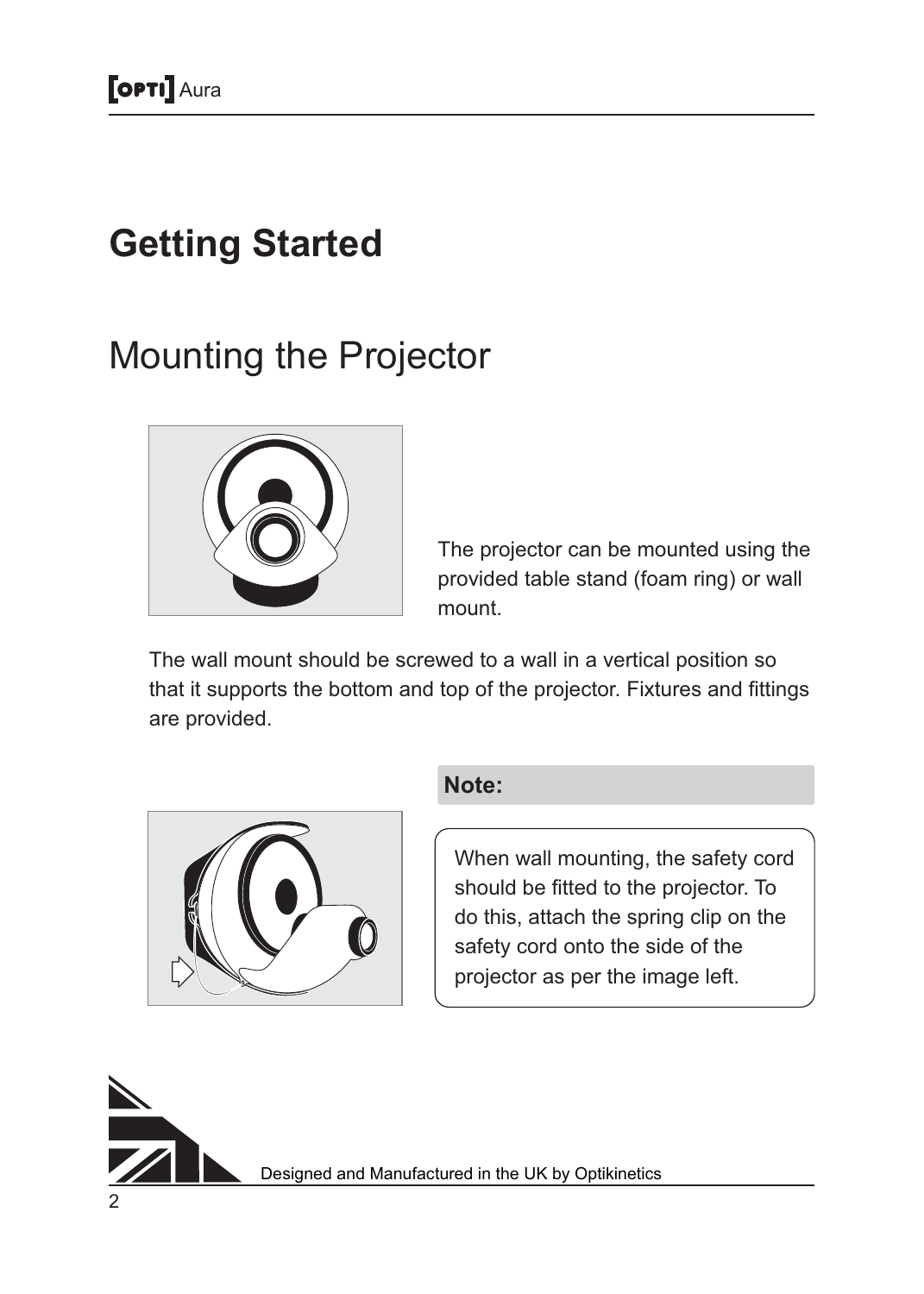# Getting Started

## Mounting the Projector

The projector can be mounted using the provided table stand (foam ring) or wall mount.

The wall mount should be screwed to a wall in a vertical position so that it supports the bottom and top of the projector. Fixtures and fittings are provided.

**Note:**

When wall mounting, the safety cord should be fitted to the projector. To do this, attach the spring clip on the safety cord onto the side of the projector as per the image left.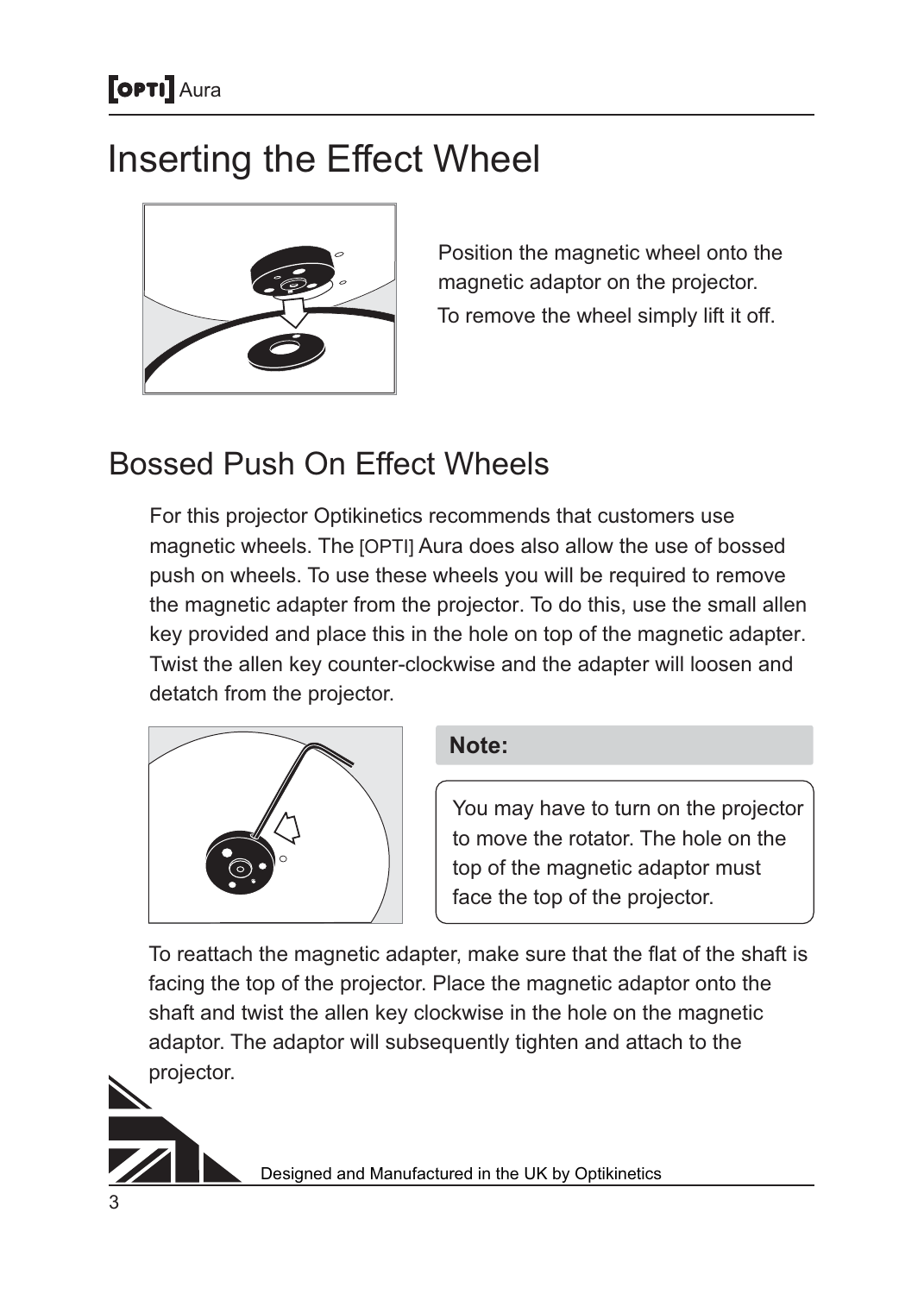# Inserting the Effect Wheel

Position the magnetic wheel onto the magnetic adaptor on the projector.

To remove the wheel simply lift it off.

## Bossed Push On Effect Wheels

For this projector Optikinetics recommends that customers use magnetic wheels. The [OPTI] Aura does also allow the use of bossed push on wheels. To use these wheels you will be required to remove the magnetic adapter from the projector. To do this, use the small allen key provided and place this in the hole on top of the magnetic adapter. Twist the allen key counter-clockwise and the adapter will loosen and detatch from the projector.

**Note:**

You may have to turn on the projector to move the rotator. The hole on the top of the magnetic adaptor must face the top of the projector.

To reattach the magnetic adapter, make sure that the flat of the shaft is facing the top of the projector. Place the magnetic adaptor onto the shaft and twist the allen key clockwise in the hole on the magnetic adaptor. The adaptor will subsequently tighten and attach to the projector.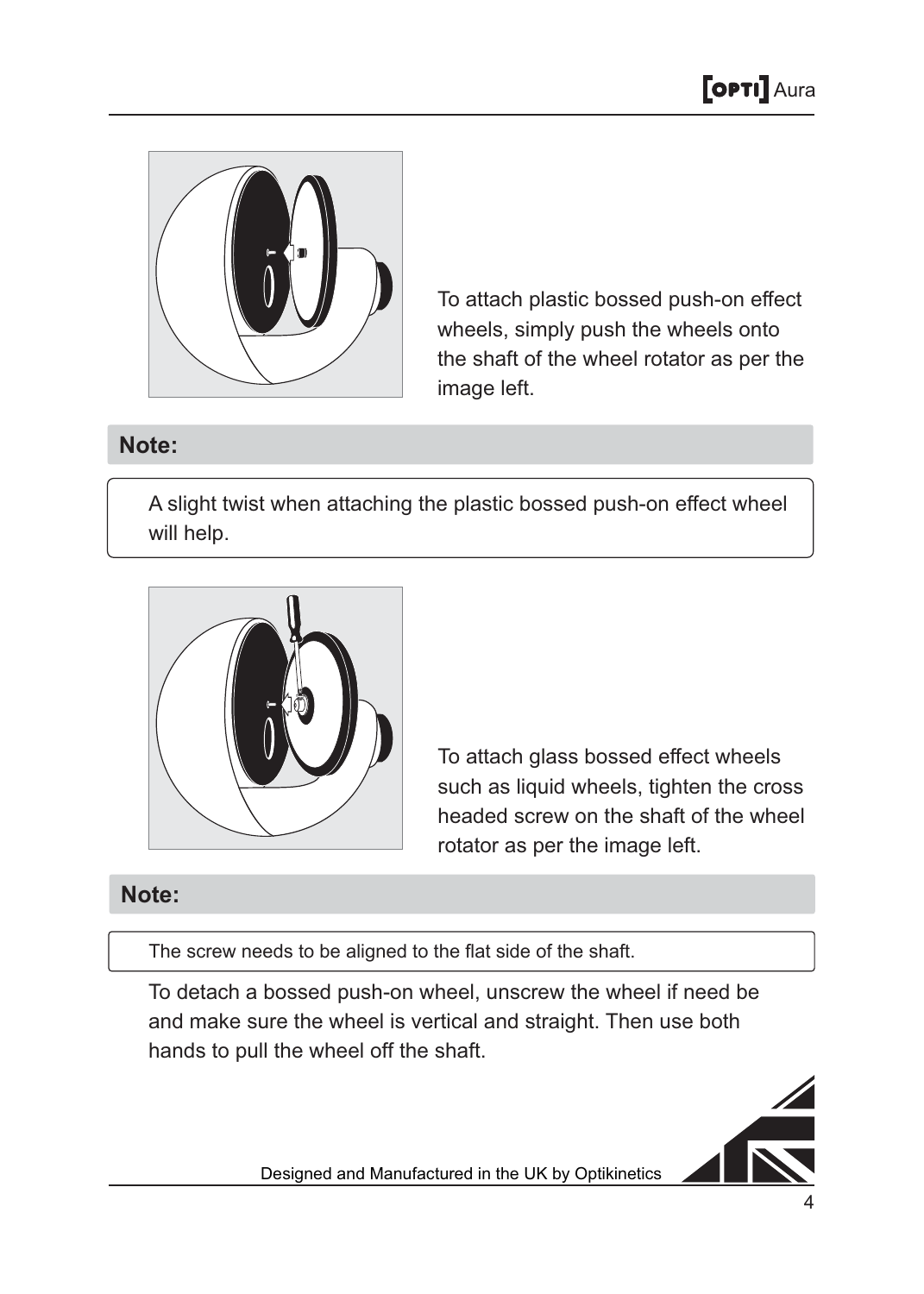To attach plastic bossed push-on effect wheels, simply push the wheels onto the shaft of the wheel rotator as per the image left.

**Note:**

A slight twist when attaching the plastic bossed push-on effect wheel will help.

To attach glass bossed effect wheels such as liquid wheels, tighten the cross headed screw on the shaft of the wheel rotator as per the image left.

**Note:**

The screw needs to be aligned to the flat side of the shaft.

To detach a bossed push-on wheel, unscrew the wheel if need be and make sure the wheel is vertical and straight. Then use both hands to pull the wheel off the shaft.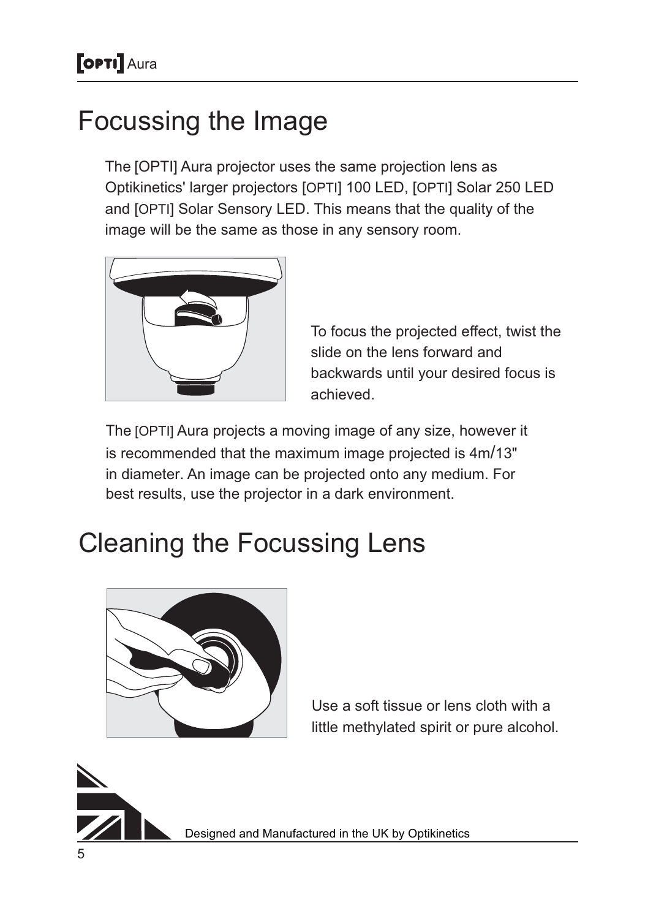# Focussing the Image

The [OPTI] Aura projector uses the same projection lens as Optikinetics' larger projectors [OPTI] 100 LED, [OPTI] Solar 250 LED and [OPTI] Solar Sensory LED. This means that the quality of the image will be the same as those in any sensory room.

To focus the projected effect, twist the slide on the lens forward and backwards until your desired focus is achieved.

The [OPTI] Aura projects a moving image of any size, however it is recommended that the maximum image projected is 4m/13" in diameter. An image can be projected onto any medium. For best results, use the projector in a dark environment.

# Cleaning the Focussing Lens

Use a soft tissue or lens cloth with a little methylated spirit or pure alcohol.

Designed and Manufactured in the UK by Optikinetics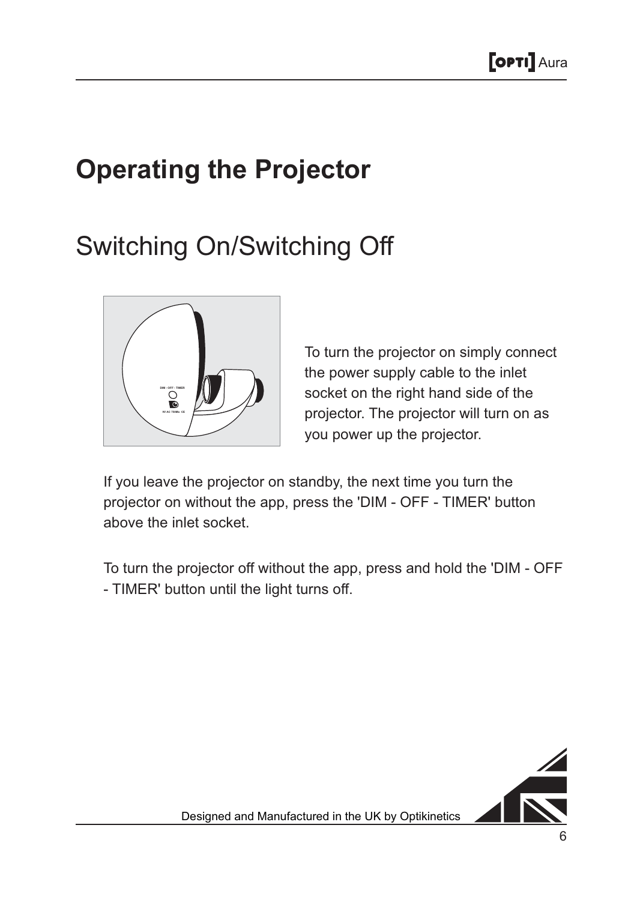# Operating the Projector

## Switching On/Switching Off

To turn the projector on simply connect the power supply cable to the inlet socket on the right hand side of the projector. The projector will turn on as you power up the projector.

If you leave the projector on standby, the next time you turn the projector on without the app, press the 'DIM - OFF - TIMER' button above the inlet socket.

To turn the projector off without the app, press and hold the 'DIM - OFF - TIMER' button until the light turns off.

Designed and Manufactured in the UK by Optikinetics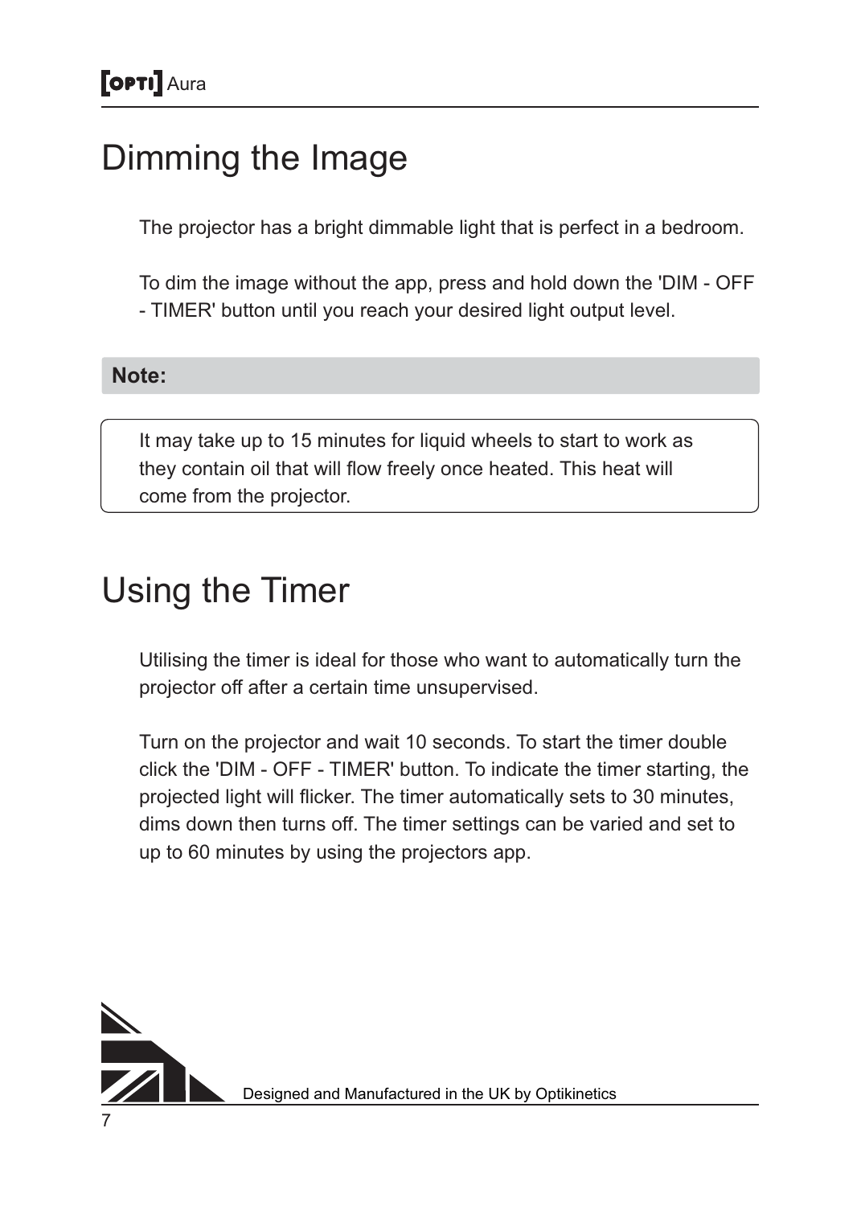# Dimming the Image

The projector has a bright dimmable light that is perfect in a bedroom.

To dim the image without the app, press and hold down the 'DIM - OFF - TIMER' button until you reach your desired light output level.

**Note:**

It may take up to 15 minutes for liquid wheels to start to work as they contain oil that will flow freely once heated. This heat will come from the projector.

# Using the Timer

Utilising the timer is ideal for those who want to automatically turn the projector off after a certain time unsupervised.

Turn on the projector and wait 10 seconds. To start the timer double click the 'DIM - OFF - TIMER' button. To indicate the timer starting, the projected light will flicker. The timer automatically sets to 30 minutes, dims down then turns off. The timer settings can be varied and set to up to 60 minutes by using the projectors app.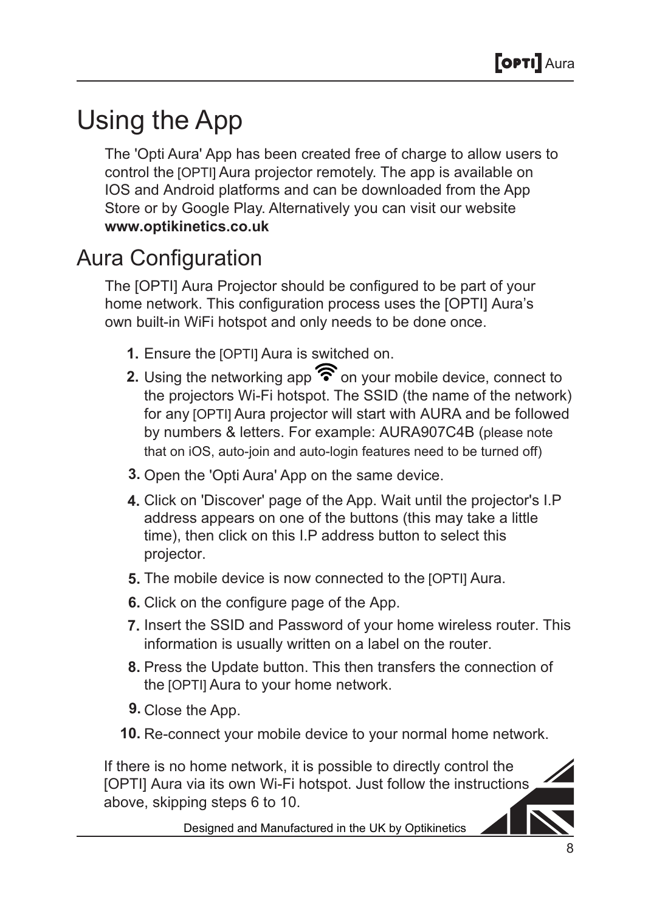# Using the App

The 'Opti Aura' App has been created free of charge to allow users to control the [OPTI] Aura projector remotely. The app is available on IOS and Android platforms and can be downloaded from the App Store or by Google Play. Alternatively you can visit our website **www.optikinetics.co.uk**

# Aura Configuration

The [OPTI] Aura Projector should be configured to be part of your home network. This configuration process uses the [OPTI] Aura's own built-in WiFi hotspot and only needs to be done once.

1. Ensure the [OPTI] Aura is switched on.
2. Using the networking app on your mobile device, connect to the projectors Wi-Fi hotspot. The SSID (the name of the network) for any [OPTI] Aura projector will start with AURA and be followed by numbers & letters. For example: AURA907C4B (please note that on iOS, auto-join and auto-login features need to be turned off)
3. Open the 'Opti Aura' App on the same device.
4. Click on 'Discover' page of the App. Wait until the projector's I.P address appears on one of the buttons (this may take a little time), then click on this I.P address button to select this projector.
5. The mobile device is now connected to the [OPTI] Aura.
6. Click on the configure page of the App.
7. Insert the SSID and Password of your home wireless router. This information is usually written on a label on the router.
8. Press the Update button. This then transfers the connection of the [OPTI] Aura to your home network.
9. Close the App.
10. Re-connect your mobile device to your normal home network.

If there is no home network, it is possible to directly control the [OPTI] Aura via its own Wi-Fi hotspot. Just follow the instructions above, skipping steps 6 to 10.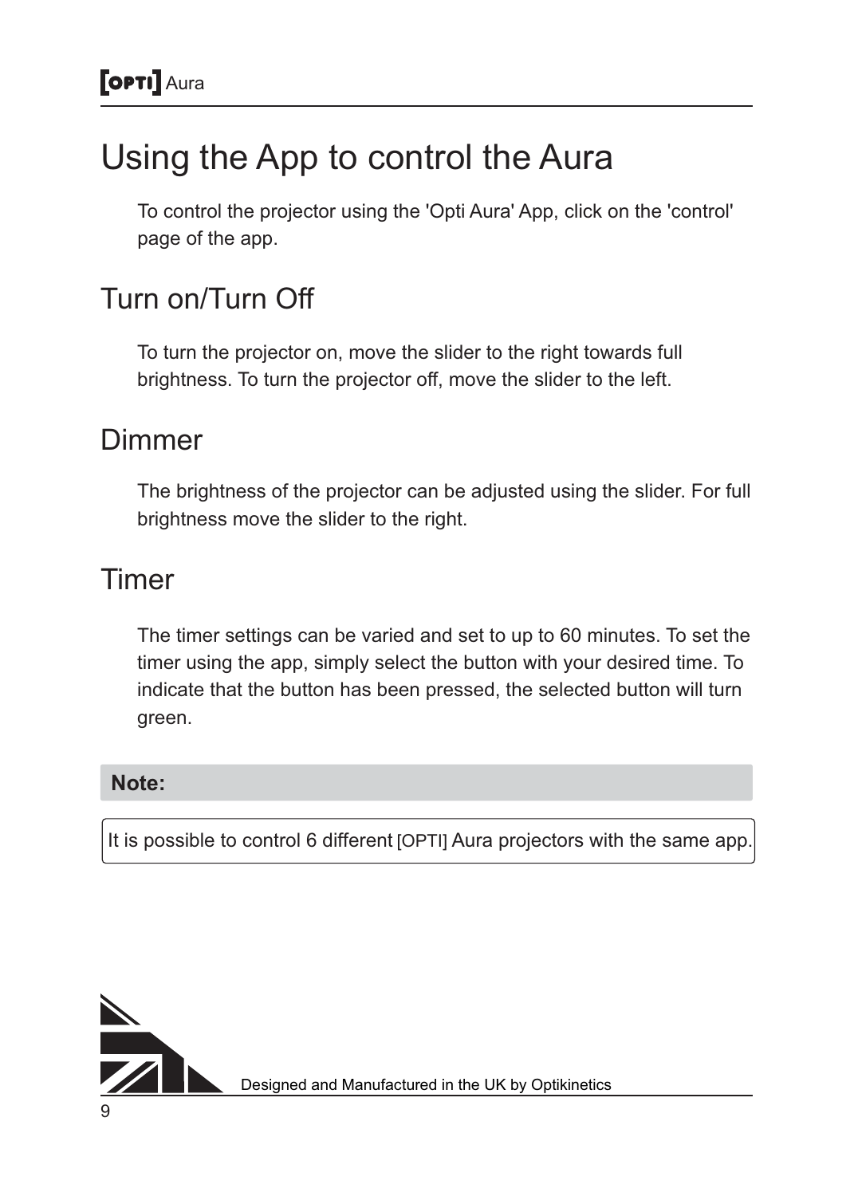# Using the App to control the Aura

To control the projector using the 'Opti Aura' App, click on the 'control' page of the app.

## Turn on/Turn Off

To turn the projector on, move the slider to the right towards full brightness. To turn the projector off, move the slider to the left.

## Dimmer

The brightness of the projector can be adjusted using the slider. For full brightness move the slider to the right.

## Timer

The timer settings can be varied and set to up to 60 minutes. To set the timer using the app, simply select the button with your desired time. To indicate that the button has been pressed, the selected button will turn green.

**Note:**

It is possible to control 6 different [OPTI] Aura projectors with the same app.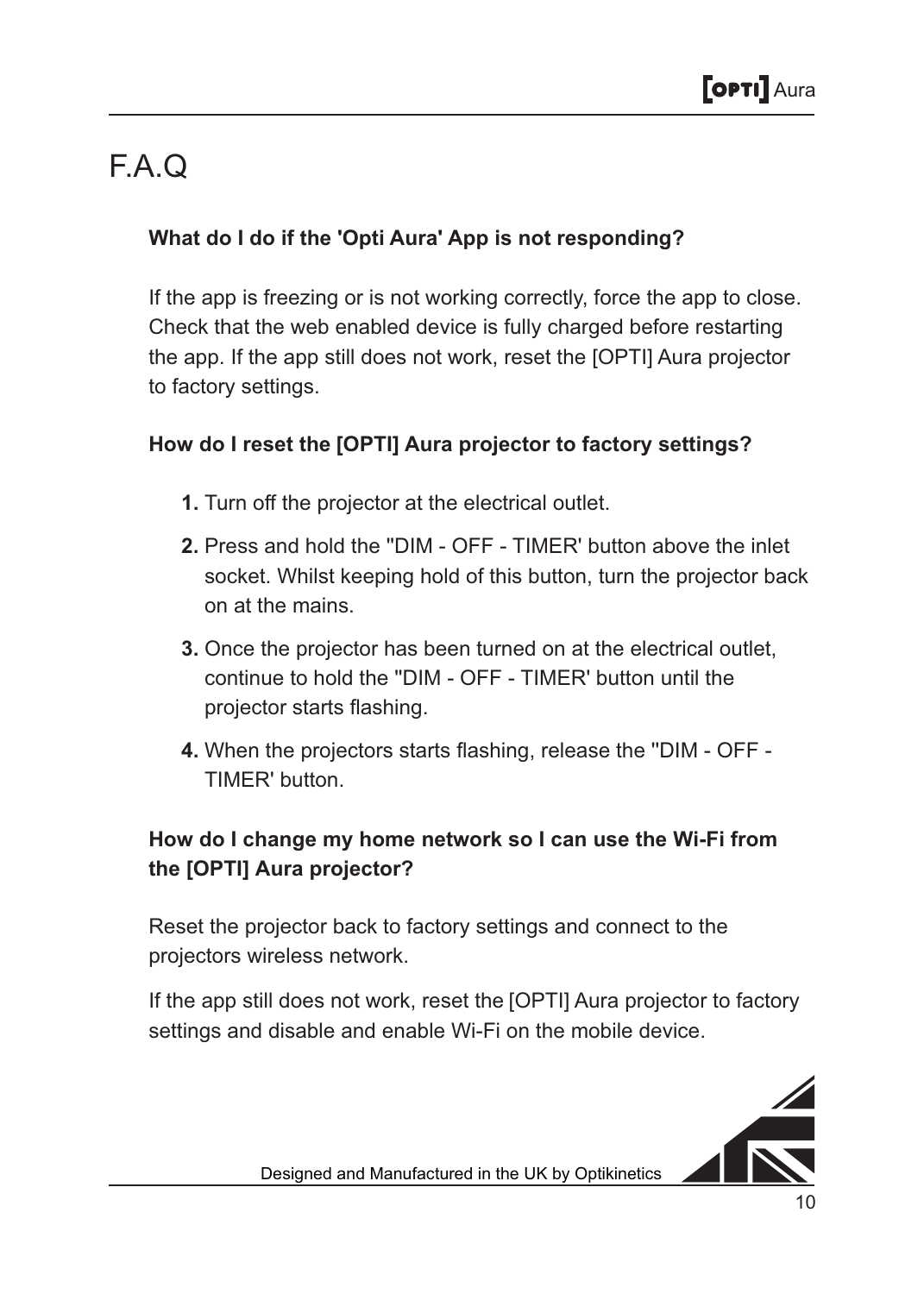# F.A.Q

**What do I do if the 'Opti Aura' App is not responding?**

If the app is freezing or is not working correctly, force the app to close. Check that the web enabled device is fully charged before restarting the app. If the app still does not work, reset the [OPTI] Aura projector to factory settings.

**How do I reset the [OPTI] Aura projector to factory settings?**

1. Turn off the projector at the electrical outlet.
2. Press and hold the ''DIM - OFF - TIMER' button above the inlet socket. Whilst keeping hold of this button, turn the projector back on at the mains.
3. Once the projector has been turned on at the electrical outlet, continue to hold the ''DIM - OFF - TIMER' button until the projector starts flashing.
4. When the projectors starts flashing, release the ''DIM - OFF - TIMER' button.

**How do I change my home network so I can use the Wi-Fi from the [OPTI] Aura projector?**

Reset the projector back to factory settings and connect to the projectors wireless network.

If the app still does not work, reset the [OPTI] Aura projector to factory settings and disable and enable Wi-Fi on the mobile device.

Designed and Manufactured in the UK by Optikinetics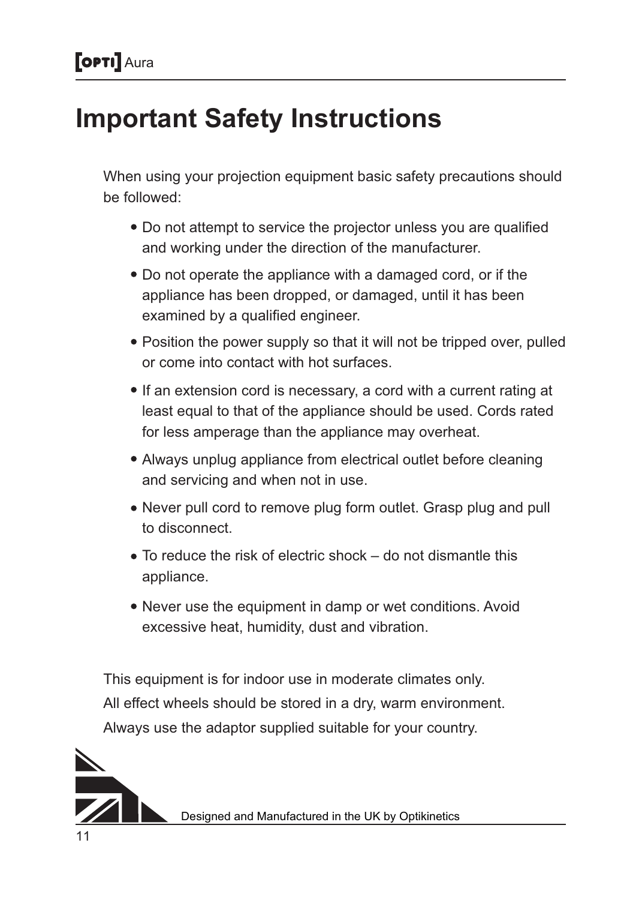# Important Safety Instructions

When using your projection equipment basic safety precautions should be followed:

- Do not attempt to service the projector unless you are qualified and working under the direction of the manufacturer.
- Do not operate the appliance with a damaged cord, or if the appliance has been dropped, or damaged, until it has been examined by a qualified engineer.
- Position the power supply so that it will not be tripped over, pulled or come into contact with hot surfaces.
- If an extension cord is necessary, a cord with a current rating at least equal to that of the appliance should be used. Cords rated for less amperage than the appliance may overheat.
- Always unplug appliance from electrical outlet before cleaning and servicing and when not in use.
- Never pull cord to remove plug form outlet. Grasp plug and pull to disconnect.
- To reduce the risk of electric shock – do not dismantle this appliance.
- Never use the equipment in damp or wet conditions. Avoid excessive heat, humidity, dust and vibration.

This equipment is for indoor use in moderate climates only.
All effect wheels should be stored in a dry, warm environment.
Always use the adaptor supplied suitable for your country.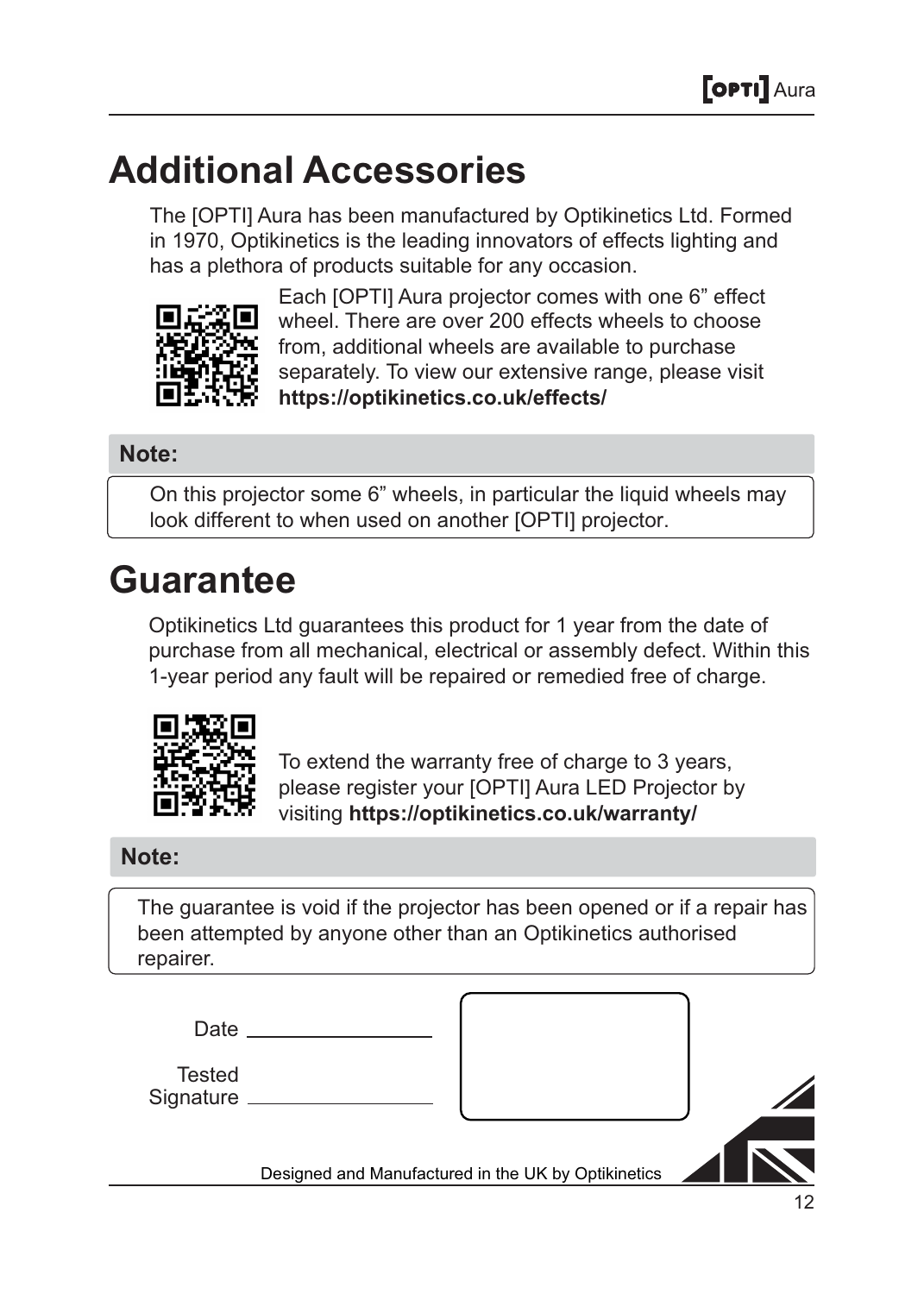# Additional Accessories

The [OPTI] Aura has been manufactured by Optikinetics Ltd. Formed in 1970, Optikinetics is the leading innovators of effects lighting and has a plethora of products suitable for any occasion.

Each [OPTI] Aura projector comes with one 6” effect wheel. There are over 200 effects wheels to choose from, additional wheels are available to purchase separately. To view our extensive range, please visit **https://optikinetics.co.uk/effects/**

**Note:**

On this projector some 6” wheels, in particular the liquid wheels may look different to when used on another [OPTI] projector.

# Guarantee

Optikinetics Ltd guarantees this product for 1 year from the date of purchase from all mechanical, electrical or assembly defect. Within this 1-year period any fault will be repaired or remedied free of charge.

To extend the warranty free of charge to 3 years, please register your [OPTI] Aura LED Projector by visiting **https://optikinetics.co.uk/warranty/**

**Note:**

The guarantee is void if the projector has been opened or if a repair has been attempted by anyone other than an Optikinetics authorised repairer.

Date ________________

Tested Signature ________________

Designed and Manufactured in the UK by Optikinetics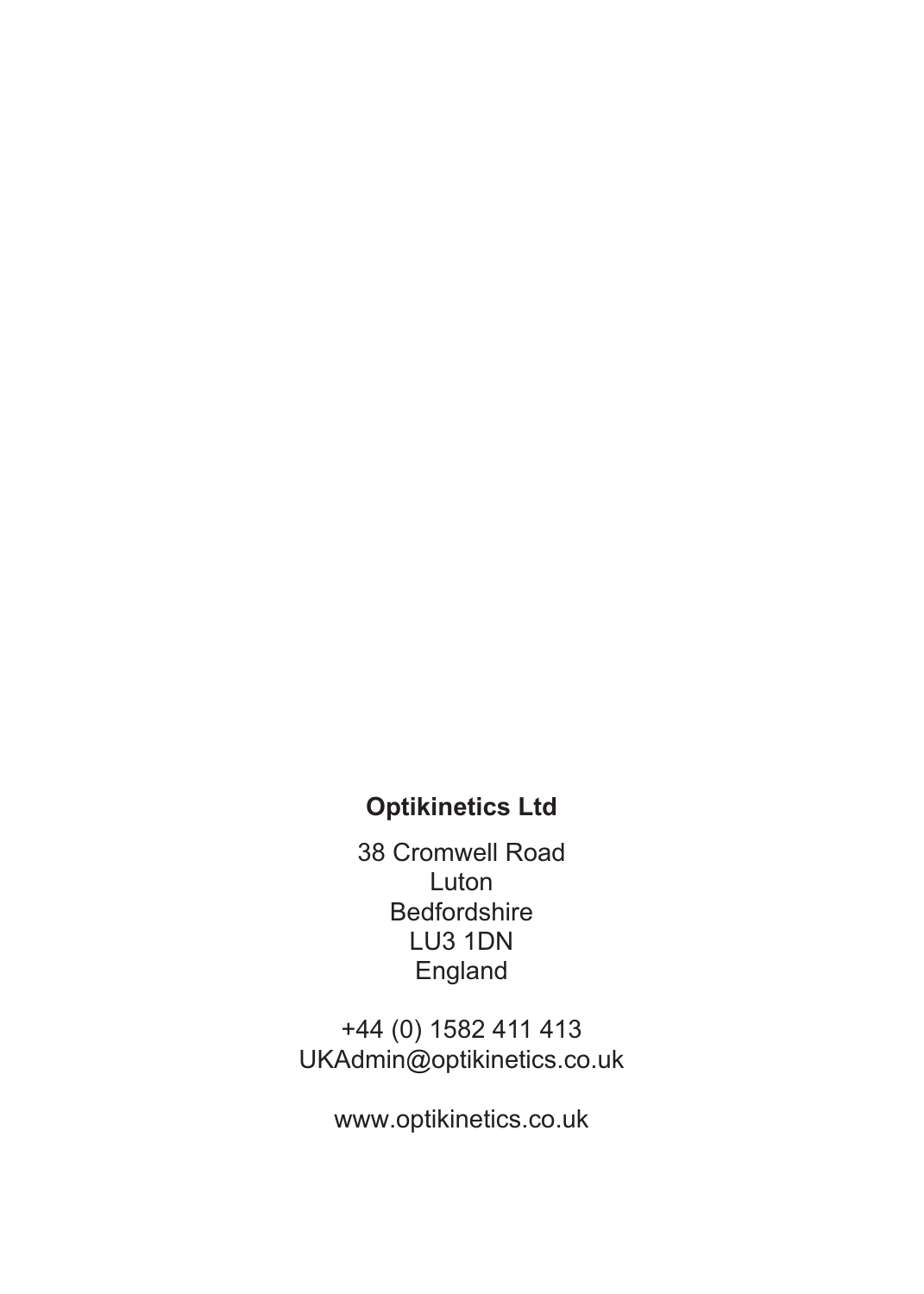**Optikinetics Ltd**

38 Cromwell Road
Luton
Bedfordshire
LU3 1DN
England

+44 (0) 1582 411 413
UKAdmin@optikinetics.co.uk

www.optikinetics.co.uk